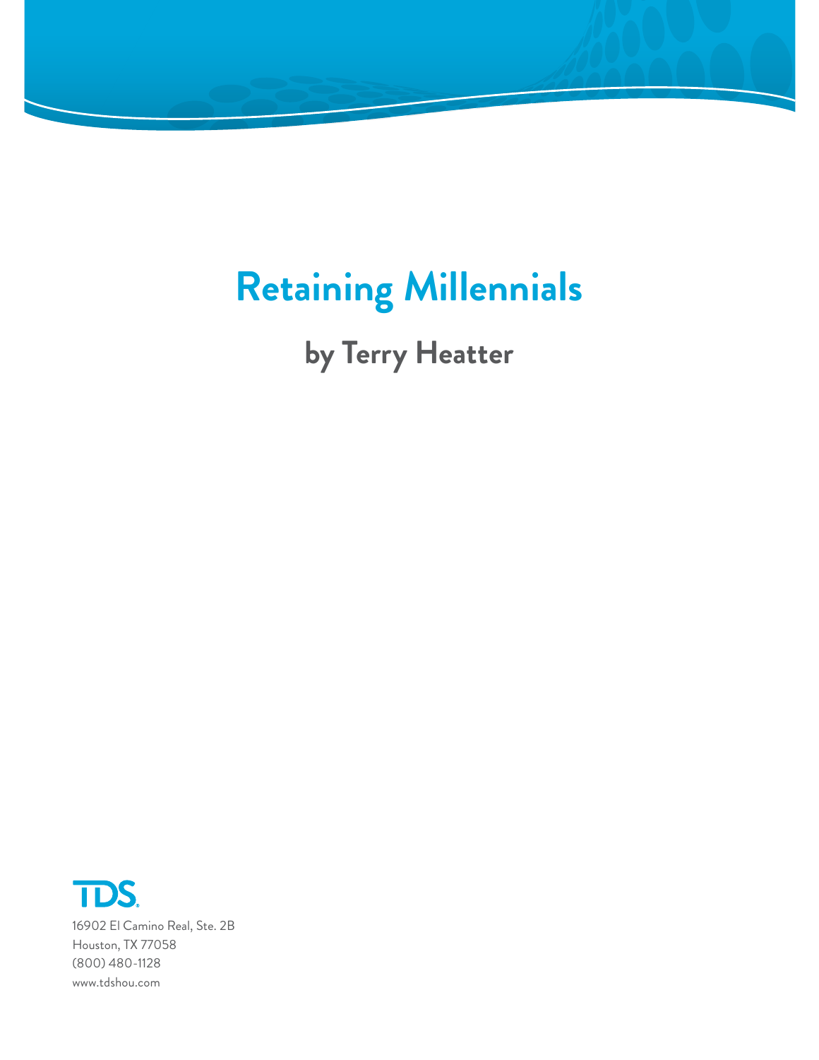# Retaining Millennials

## by Terry Heatter

TDS

16902 El Camino Real, Ste. 2B
Houston, TX 77058
(800) 480-1128
www.tdshou.com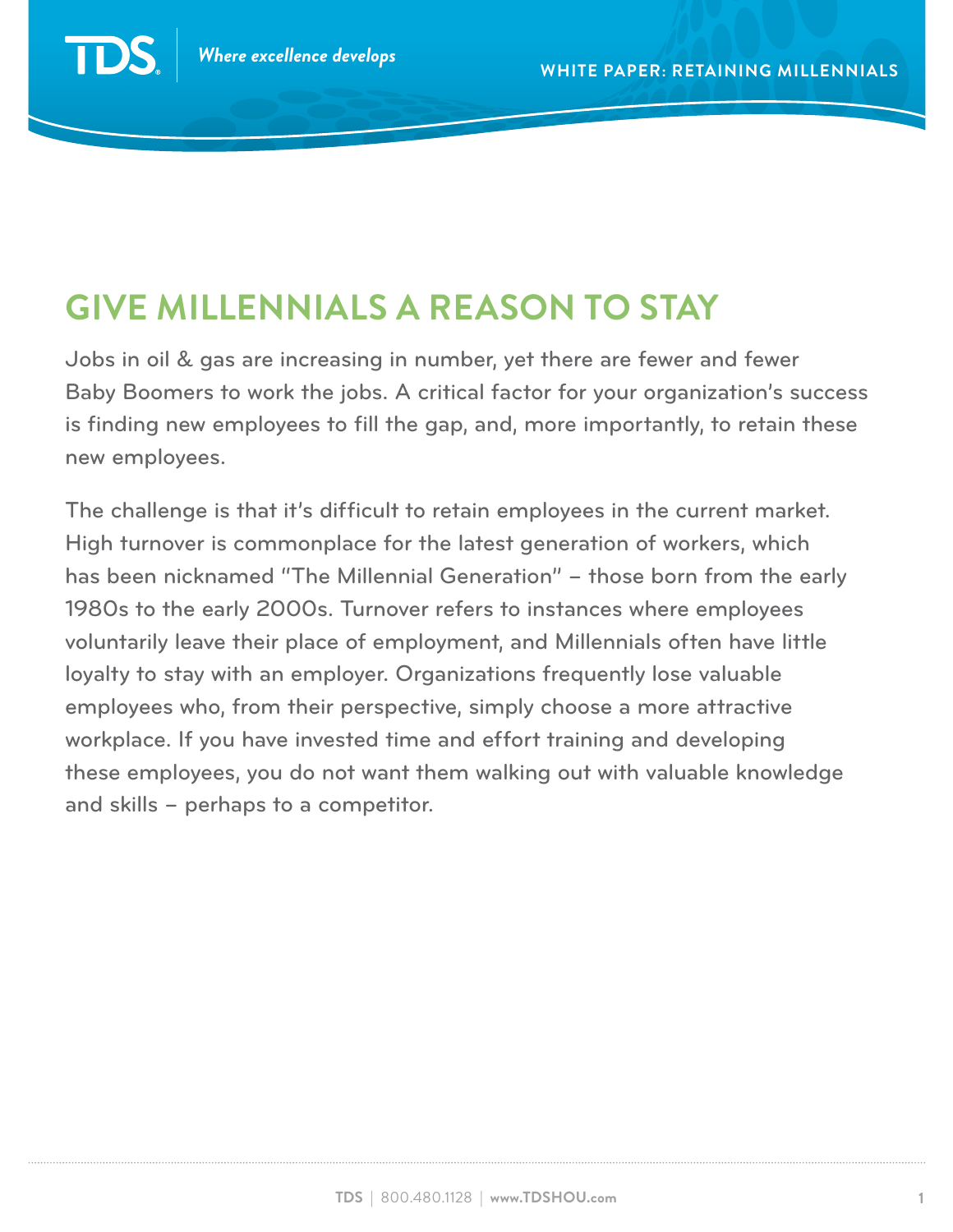# GIVE MILLENNIALS A REASON TO STAY

Jobs in oil & gas are increasing in number, yet there are fewer and fewer Baby Boomers to work the jobs. A critical factor for your organization's success is finding new employees to fill the gap, and, more importantly, to retain these new employees.

The challenge is that it's difficult to retain employees in the current market. High turnover is commonplace for the latest generation of workers, which has been nicknamed "The Millennial Generation" – those born from the early 1980s to the early 2000s. Turnover refers to instances where employees voluntarily leave their place of employment, and Millennials often have little loyalty to stay with an employer. Organizations frequently lose valuable employees who, from their perspective, simply choose a more attractive workplace. If you have invested time and effort training and developing these employees, you do not want them walking out with valuable knowledge and skills – perhaps to a competitor.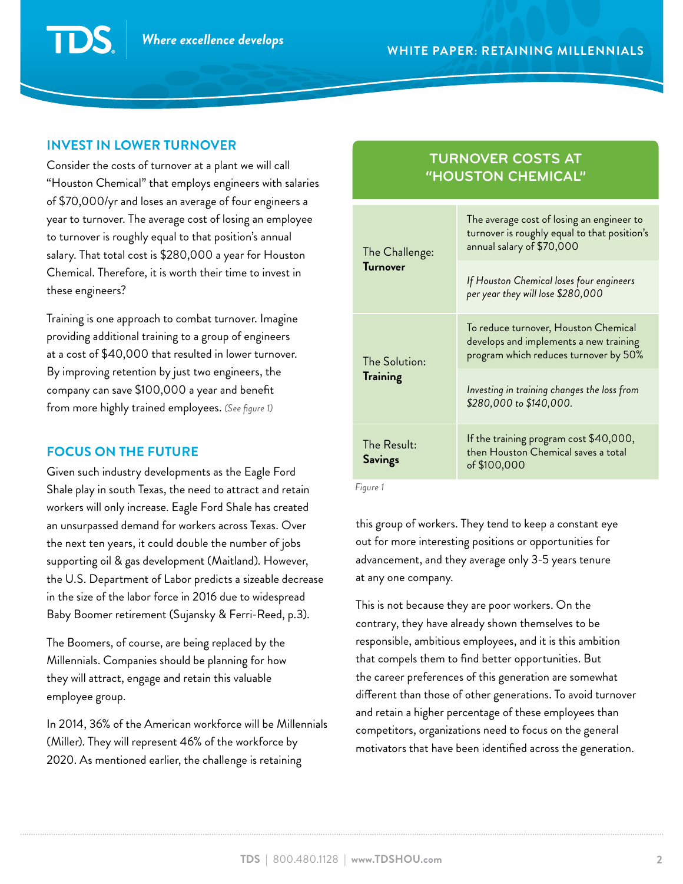## INVEST IN LOWER TURNOVER

Consider the costs of turnover at a plant we will call "Houston Chemical" that employs engineers with salaries of $70,000/yr and loses an average of four engineers a year to turnover. The average cost of losing an employee to turnover is roughly equal to that position's annual salary. That total cost is $280,000 a year for Houston Chemical. Therefore, it is worth their time to invest in these engineers?

Training is one approach to combat turnover. Imagine providing additional training to a group of engineers at a cost of $40,000 that resulted in lower turnover. By improving retention by just two engineers, the company can save $100,000 a year and benefit from more highly trained employees. *(See figure 1)*

| TURNOVER COSTS AT "HOUSTON CHEMICAL" | |
|---|---|
| The Challenge: **Turnover** | The average cost of losing an engineer to turnover is roughly equal to that position's annual salary of $70,000 |
| | *If Houston Chemical loses four engineers per year they will lose $280,000* |
| The Solution: **Training** | To reduce turnover, Houston Chemical develops and implements a new training program which reduces turnover by 50% |
| | *Investing in training changes the loss from $280,000 to $140,000.* |
| The Result: **Savings** | If the training program cost $40,000, then Houston Chemical saves a total of $100,000 |

*Figure 1*

## FOCUS ON THE FUTURE

Given such industry developments as the Eagle Ford Shale play in south Texas, the need to attract and retain workers will only increase. Eagle Ford Shale has created an unsurpassed demand for workers across Texas. Over the next ten years, it could double the number of jobs supporting oil & gas development (Maitland). However, the U.S. Department of Labor predicts a sizeable decrease in the size of the labor force in 2016 due to widespread Baby Boomer retirement (Sujansky & Ferri-Reed, p.3).

The Boomers, of course, are being replaced by the Millennials. Companies should be planning for how they will attract, engage and retain this valuable employee group.

In 2014, 36% of the American workforce will be Millennials (Miller). They will represent 46% of the workforce by 2020. As mentioned earlier, the challenge is retaining this group of workers. They tend to keep a constant eye out for more interesting positions or opportunities for advancement, and they average only 3-5 years tenure at any one company.

This is not because they are poor workers. On the contrary, they have already shown themselves to be responsible, ambitious employees, and it is this ambition that compels them to find better opportunities. But the career preferences of this generation are somewhat different than those of other generations. To avoid turnover and retain a higher percentage of these employees than competitors, organizations need to focus on the general motivators that have been identified across the generation.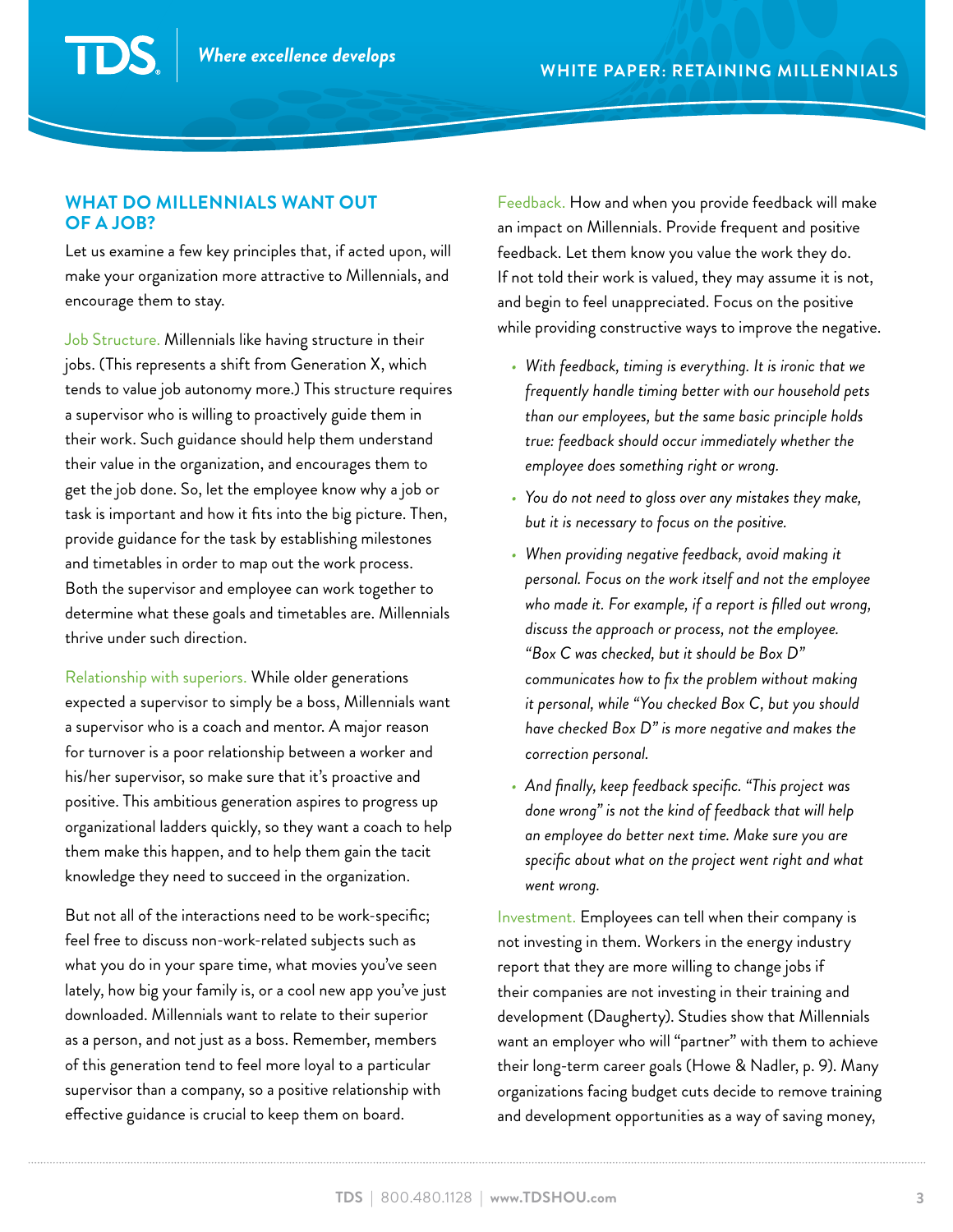## WHAT DO MILLENNIALS WANT OUT OF A JOB?

Let us examine a few key principles that, if acted upon, will make your organization more attractive to Millennials, and encourage them to stay.

Job Structure. Millennials like having structure in their jobs. (This represents a shift from Generation X, which tends to value job autonomy more.) This structure requires a supervisor who is willing to proactively guide them in their work. Such guidance should help them understand their value in the organization, and encourages them to get the job done. So, let the employee know why a job or task is important and how it fits into the big picture. Then, provide guidance for the task by establishing milestones and timetables in order to map out the work process. Both the supervisor and employee can work together to determine what these goals and timetables are. Millennials thrive under such direction.

Relationship with superiors. While older generations expected a supervisor to simply be a boss, Millennials want a supervisor who is a coach and mentor. A major reason for turnover is a poor relationship between a worker and his/her supervisor, so make sure that it's proactive and positive. This ambitious generation aspires to progress up organizational ladders quickly, so they want a coach to help them make this happen, and to help them gain the tacit knowledge they need to succeed in the organization.

But not all of the interactions need to be work-specific; feel free to discuss non-work-related subjects such as what you do in your spare time, what movies you've seen lately, how big your family is, or a cool new app you've just downloaded. Millennials want to relate to their superior as a person, and not just as a boss. Remember, members of this generation tend to feel more loyal to a particular supervisor than a company, so a positive relationship with effective guidance is crucial to keep them on board.

Feedback. How and when you provide feedback will make an impact on Millennials. Provide frequent and positive feedback. Let them know you value the work they do. If not told their work is valued, they may assume it is not, and begin to feel unappreciated. Focus on the positive while providing constructive ways to improve the negative.

- *With feedback, timing is everything. It is ironic that we frequently handle timing better with our household pets than our employees, but the same basic principle holds true: feedback should occur immediately whether the employee does something right or wrong.*
- *You do not need to gloss over any mistakes they make, but it is necessary to focus on the positive.*
- *When providing negative feedback, avoid making it personal. Focus on the work itself and not the employee who made it. For example, if a report is filled out wrong, discuss the approach or process, not the employee. "Box C was checked, but it should be Box D" communicates how to fix the problem without making it personal, while "You checked Box C, but you should have checked Box D" is more negative and makes the correction personal.*
- *And finally, keep feedback specific. "This project was done wrong" is not the kind of feedback that will help an employee do better next time. Make sure you are specific about what on the project went right and what went wrong.*

Investment. Employees can tell when their company is not investing in them. Workers in the energy industry report that they are more willing to change jobs if their companies are not investing in their training and development (Daugherty). Studies show that Millennials want an employer who will "partner" with them to achieve their long-term career goals (Howe & Nadler, p. 9). Many organizations facing budget cuts decide to remove training and development opportunities as a way of saving money,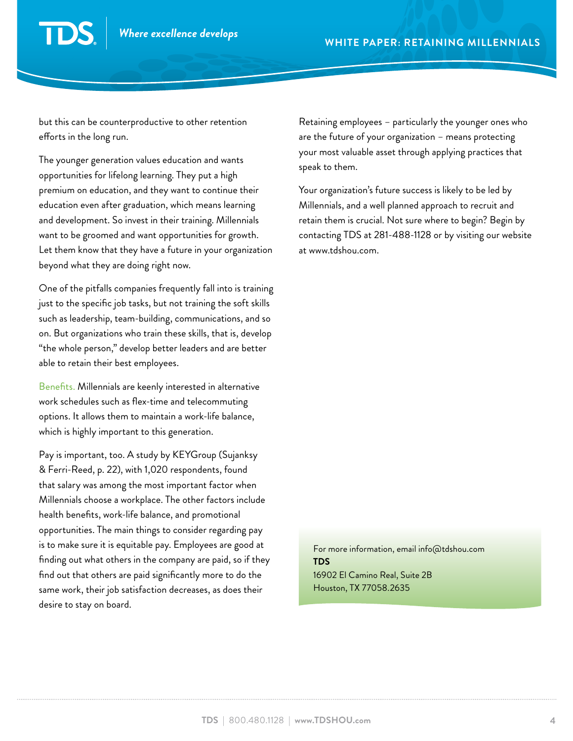but this can be counterproductive to other retention efforts in the long run.

The younger generation values education and wants opportunities for lifelong learning. They put a high premium on education, and they want to continue their education even after graduation, which means learning and development. So invest in their training. Millennials want to be groomed and want opportunities for growth. Let them know that they have a future in your organization beyond what they are doing right now.

One of the pitfalls companies frequently fall into is training just to the specific job tasks, but not training the soft skills such as leadership, team-building, communications, and so on. But organizations who train these skills, that is, develop "the whole person," develop better leaders and are better able to retain their best employees.

Benefits. Millennials are keenly interested in alternative work schedules such as flex-time and telecommuting options. It allows them to maintain a work-life balance, which is highly important to this generation.

Pay is important, too. A study by KEYGroup (Sujanksy & Ferri-Reed, p. 22), with 1,020 respondents, found that salary was among the most important factor when Millennials choose a workplace. The other factors include health benefits, work-life balance, and promotional opportunities. The main things to consider regarding pay is to make sure it is equitable pay. Employees are good at finding out what others in the company are paid, so if they find out that others are paid significantly more to do the same work, their job satisfaction decreases, as does their desire to stay on board.

Retaining employees – particularly the younger ones who are the future of your organization – means protecting your most valuable asset through applying practices that speak to them.

Your organization's future success is likely to be led by Millennials, and a well planned approach to recruit and retain them is crucial. Not sure where to begin? Begin by contacting TDS at 281-488-1128 or by visiting our website at www.tdshou.com.

For more information, email info@tdshou.com
**TDS**
16902 El Camino Real, Suite 2B
Houston, TX 77058.2635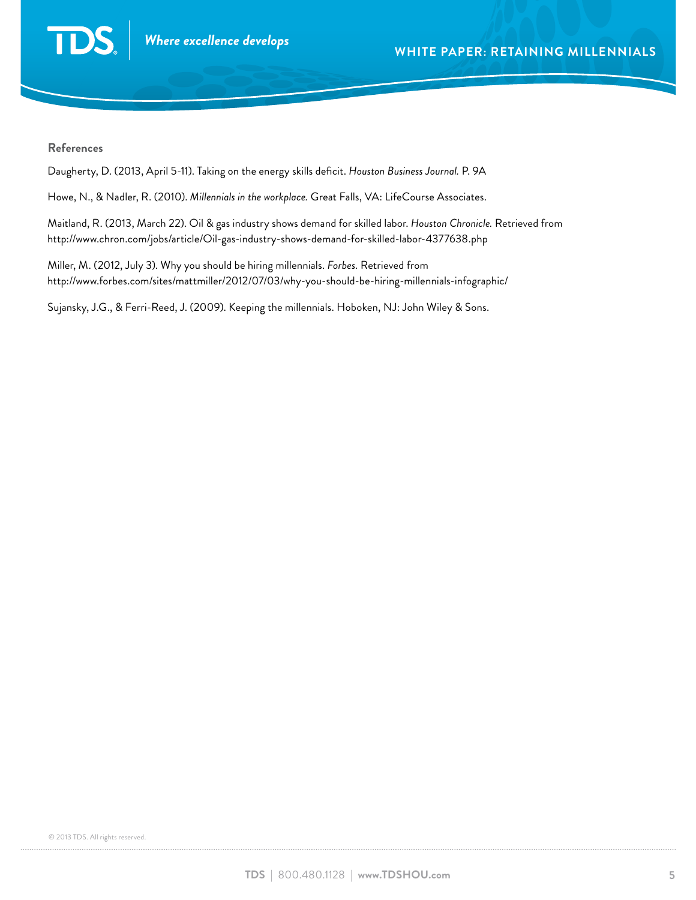## References

Daugherty, D. (2013, April 5-11). Taking on the energy skills deficit. *Houston Business Journal.* P. 9A

Howe, N., & Nadler, R. (2010). *Millennials in the workplace.* Great Falls, VA: LifeCourse Associates.

Maitland, R. (2013, March 22). Oil & gas industry shows demand for skilled labor. *Houston Chronicle.* Retrieved from http://www.chron.com/jobs/article/Oil-gas-industry-shows-demand-for-skilled-labor-4377638.php

Miller, M. (2012, July 3). Why you should be hiring millennials. *Forbes.* Retrieved from http://www.forbes.com/sites/mattmiller/2012/07/03/why-you-should-be-hiring-millennials-infographic/

Sujansky, J.G., & Ferri-Reed, J. (2009). Keeping the millennials. Hoboken, NJ: John Wiley & Sons.

© 2013 TDS. All rights reserved.